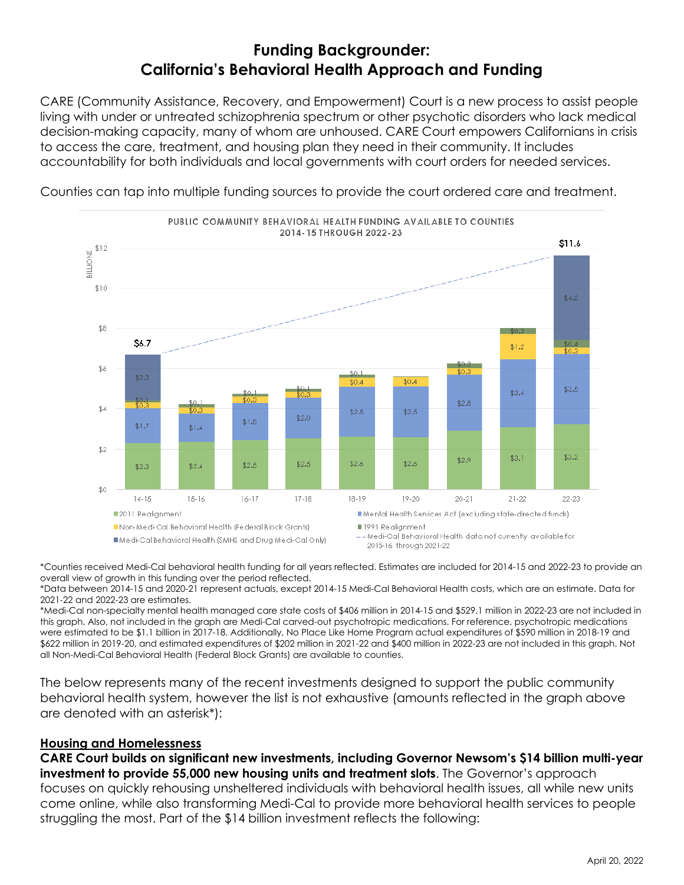# Funding Backgrounder: California's Behavioral Health Approach and Funding

CARE (Community Assistance, Recovery, and Empowerment) Court is a new process to assist people living with under or untreated schizophrenia spectrum or other psychotic disorders who lack medical decision-making capacity, many of whom are unhoused. CARE Court empowers Californians in crisis to access the care, treatment, and housing plan they need in their community. It includes accountability for both individuals and local governments with court orders for needed services.

Counties can tap into multiple funding sources to provide the court ordered care and treatment.

**PUBLIC COMMUNITY BEHAVIORAL HEALTH FUNDING AVAILABLE TO COUNTIES 2014-15 THROUGH 2022-23** (Billions)

| Fiscal Year | 2011 Realignment | Mental Health Services Act (excluding state-directed funds) | Non-Medi-Cal Behavioral Health (Federal Block Grants) | 1991 Realignment | Medi-Cal Behavioral Health (SMHS and Drug Medi-Cal Only) | Total |
|---|---|---|---|---|---|---|
| 14-15 | $2.3 | $1.7 | $0.3 | $0.1 | $2.3 | $6.7 |
| 15-16 | $2.4 | $1.4 | $0.3 | $0.1 | | |
| 16-17 | $2.5 | $1.8 | $0.3 | $0.1 | | |
| 17-18 | $2.5 | $2.0 | $0.3 | $0.1 | | |
| 18-19 | $2.6 | $2.5 | $0.4 | $0.1 | | |
| 19-20 | $2.6 | $2.5 | $0.4 | | | |
| 20-21 | $2.9 | $2.8 | $0.3 | $0.2 | | |
| 21-22 | $3.1 | $3.4 | $1.2 | $0.3 | | |
| 22-23 | $3.2 | $3.5 | $0.3 | $0.4 | $4.2 | $11.6 |

-- Medi-Cal Behavioral Health data not currently available for 2015-16 through 2021-22

*Counties received Medi-Cal behavioral health funding for all years reflected. Estimates are included for 2014-15 and 2022-23 to provide an overall view of growth in this funding over the period reflected.
*Data between 2014-15 and 2020-21 represent actuals, except 2014-15 Medi-Cal Behavioral Health costs, which are an estimate. Data for 2021-22 and 2022-23 are estimates.
*Medi-Cal non-specialty mental health managed care state costs of $406 million in 2014-15 and $529.1 million in 2022-23 are not included in this graph. Also, not included in the graph are Medi-Cal carved-out psychotropic medications. For reference, psychotropic medications were estimated to be $1.1 billion in 2017-18. Additionally, No Place Like Home Program actual expenditures of $590 million in 2018-19 and $622 million in 2019-20, and estimated expenditures of $202 million in 2021-22 and $400 million in 2022-23 are not included in this graph. Not all Non-Medi-Cal Behavioral Health (Federal Block Grants) are available to counties.

The below represents many of the recent investments designed to support the public community behavioral health system, however the list is not exhaustive (amounts reflected in the graph above are denoted with an asterisk*):

## Housing and Homelessness

**CARE Court builds on significant new investments, including Governor Newsom's $14 billion multi-year investment to provide 55,000 new housing units and treatment slots**. The Governor's approach focuses on quickly rehousing unsheltered individuals with behavioral health issues, all while new units come online, while also transforming Medi-Cal to provide more behavioral health services to people struggling the most. Part of the $14 billion investment reflects the following: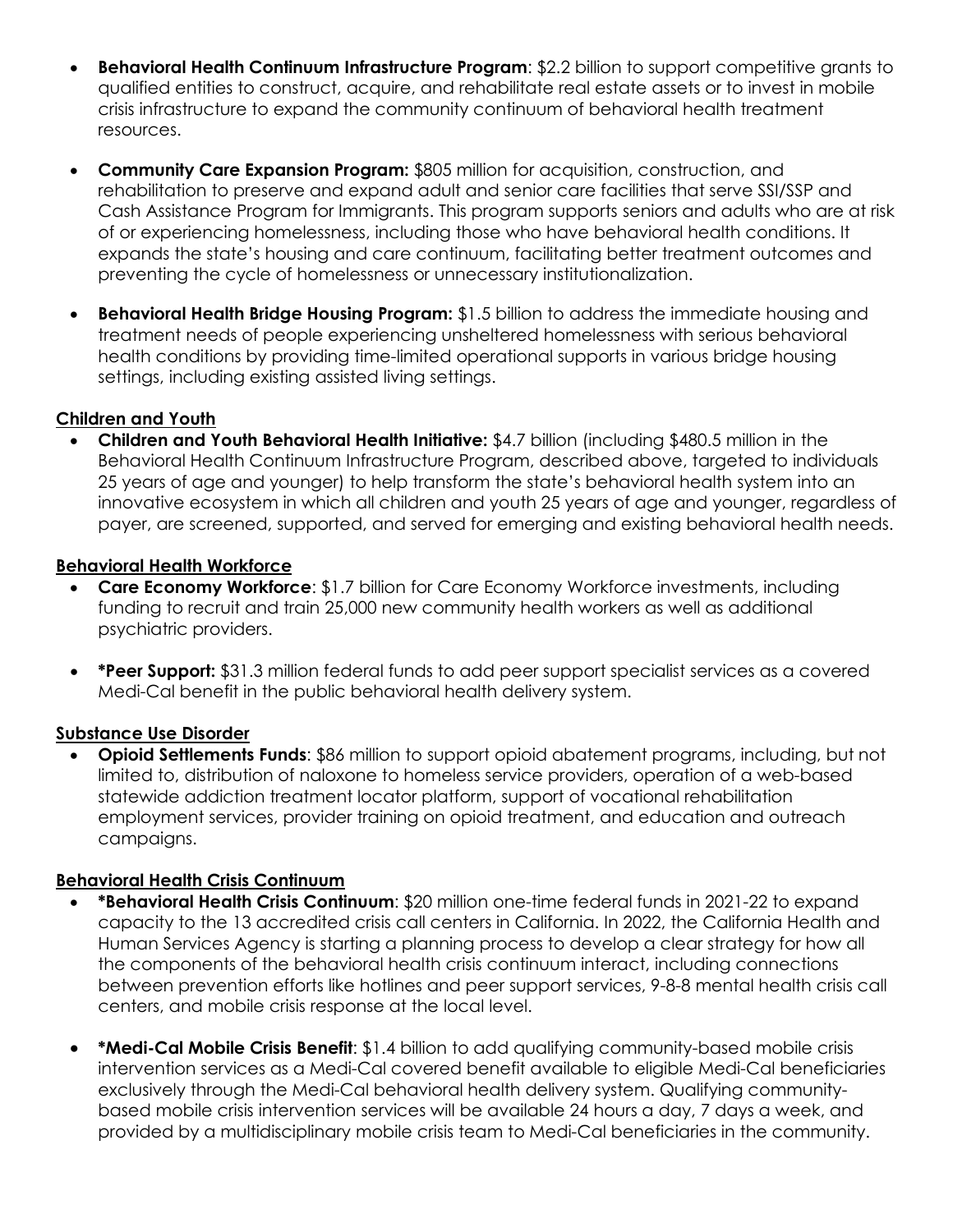- **Behavioral Health Continuum Infrastructure Program**: $2.2 billion to support competitive grants to qualified entities to construct, acquire, and rehabilitate real estate assets or to invest in mobile crisis infrastructure to expand the community continuum of behavioral health treatment resources.

- **Community Care Expansion Program:** $805 million for acquisition, construction, and rehabilitation to preserve and expand adult and senior care facilities that serve SSI/SSP and Cash Assistance Program for Immigrants. This program supports seniors and adults who are at risk of or experiencing homelessness, including those who have behavioral health conditions. It expands the state's housing and care continuum, facilitating better treatment outcomes and preventing the cycle of homelessness or unnecessary institutionalization.

- **Behavioral Health Bridge Housing Program:** $1.5 billion to address the immediate housing and treatment needs of people experiencing unsheltered homelessness with serious behavioral health conditions by providing time-limited operational supports in various bridge housing settings, including existing assisted living settings.

**Children and Youth**

- **Children and Youth Behavioral Health Initiative:** $4.7 billion (including $480.5 million in the Behavioral Health Continuum Infrastructure Program, described above, targeted to individuals 25 years of age and younger) to help transform the state's behavioral health system into an innovative ecosystem in which all children and youth 25 years of age and younger, regardless of payer, are screened, supported, and served for emerging and existing behavioral health needs.

**Behavioral Health Workforce**

- **Care Economy Workforce**: $1.7 billion for Care Economy Workforce investments, including funding to recruit and train 25,000 new community health workers as well as additional psychiatric providers.

- **\*Peer Support:** $31.3 million federal funds to add peer support specialist services as a covered Medi-Cal benefit in the public behavioral health delivery system.

**Substance Use Disorder**

- **Opioid Settlements Funds**: $86 million to support opioid abatement programs, including, but not limited to, distribution of naloxone to homeless service providers, operation of a web-based statewide addiction treatment locator platform, support of vocational rehabilitation employment services, provider training on opioid treatment, and education and outreach campaigns.

**Behavioral Health Crisis Continuum**

- **\*Behavioral Health Crisis Continuum**: $20 million one-time federal funds in 2021-22 to expand capacity to the 13 accredited crisis call centers in California. In 2022, the California Health and Human Services Agency is starting a planning process to develop a clear strategy for how all the components of the behavioral health crisis continuum interact, including connections between prevention efforts like hotlines and peer support services, 9-8-8 mental health crisis call centers, and mobile crisis response at the local level.

- **\*Medi-Cal Mobile Crisis Benefit**: $1.4 billion to add qualifying community-based mobile crisis intervention services as a Medi-Cal covered benefit available to eligible Medi-Cal beneficiaries exclusively through the Medi-Cal behavioral health delivery system. Qualifying community-based mobile crisis intervention services will be available 24 hours a day, 7 days a week, and provided by a multidisciplinary mobile crisis team to Medi-Cal beneficiaries in the community.